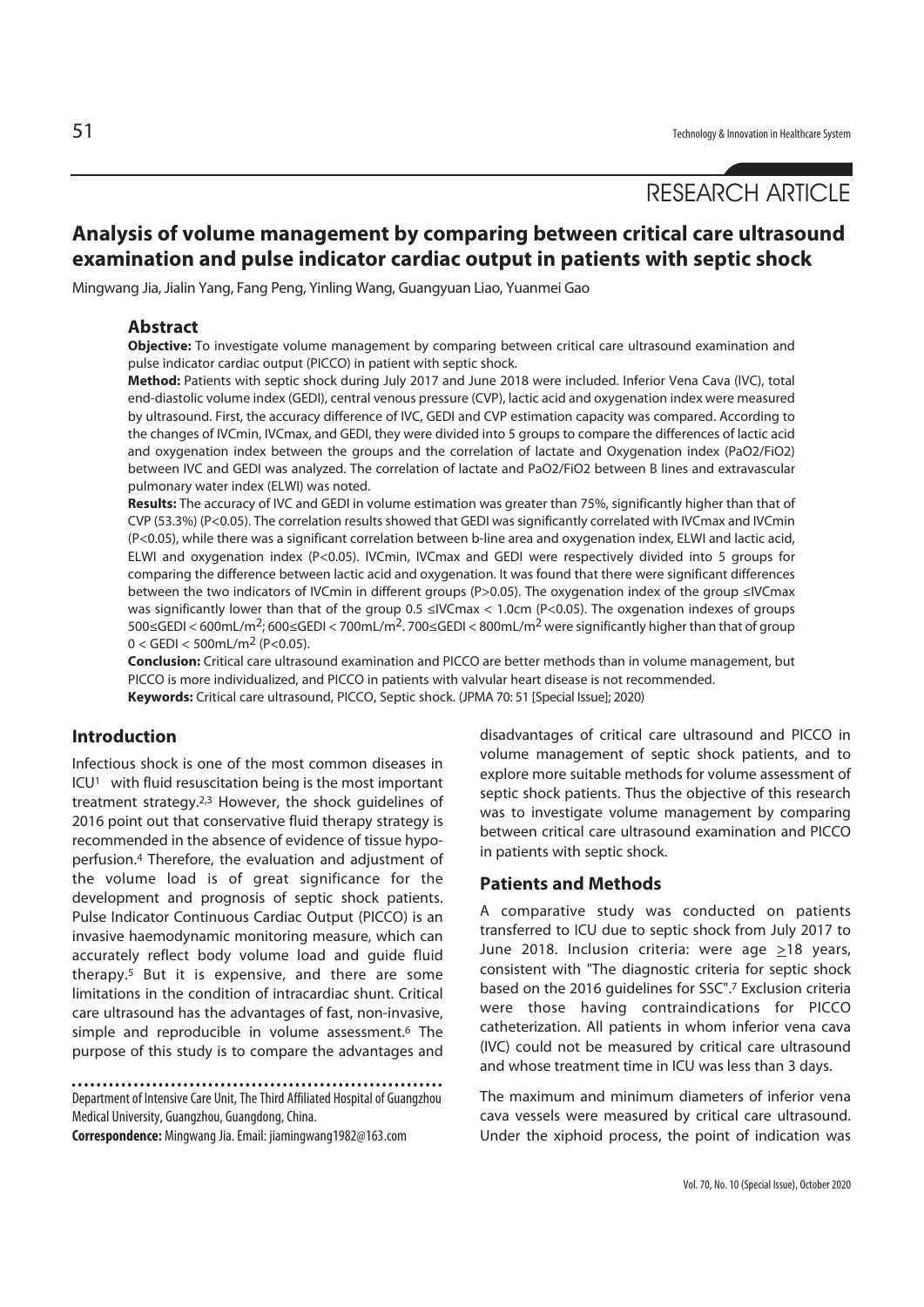RESEARCH ARTICLE

# Analysis of volume management by comparing between critical care ultrasound examination and pulse indicator cardiac output in patients with septic shock

Mingwang Jia, Jialin Yang, Fang Peng, Yinling Wang, Guangyuan Liao, Yuanmei Gao

## Abstract

**Objective:** To investigate volume management by comparing between critical care ultrasound examination and pulse indicator cardiac output (PICCO) in patient with septic shock.

**Method:** Patients with septic shock during July 2017 and June 2018 were included. Inferior Vena Cava (IVC), total end-diastolic volume index (GEDI), central venous pressure (CVP), lactic acid and oxygenation index were measured by ultrasound. First, the accuracy difference of IVC, GEDI and CVP estimation capacity was compared. According to the changes of IVCmin, IVCmax, and GEDI, they were divided into 5 groups to compare the differences of lactic acid and oxygenation index between the groups and the correlation of lactate and Oxygenation index (PaO2/FiO2) between IVC and GEDI was analyzed. The correlation of lactate and PaO2/FiO2 between B lines and extravascular pulmonary water index (ELWI) was noted.

**Results:** The accuracy of IVC and GEDI in volume estimation was greater than 75%, significantly higher than that of CVP (53.3%) ($P<0.05$). The correlation results showed that GEDI was significantly correlated with IVCmax and IVCmin ($P<0.05$), while there was a significant correlation between b-line area and oxygenation index, ELWI and lactic acid, ELWI and oxygenation index ($P<0.05$). IVCmin, IVCmax and GEDI were respectively divided into 5 groups for comparing the difference between lactic acid and oxygenation. It was found that there were significant differences between the two indicators of IVCmin in different groups ($P>0.05$). The oxygenation index of the group ≤IVCmax was significantly lower than that of the group 0.5 ≤IVCmax < 1.0cm ($P<0.05$). The oxgenation indexes of groups 500≤GEDI < 600mL/m$^2$; 600≤GEDI < 700mL/m$^2$. 700≤GEDI < 800mL/m$^2$ were significantly higher than that of group 0 < GEDI < 500mL/m$^2$ ($P<0.05$).

**Conclusion:** Critical care ultrasound examination and PICCO are better methods than in volume management, but PICCO is more individualized, and PICCO in patients with valvular heart disease is not recommended.

**Keywords:** Critical care ultrasound, PICCO, Septic shock. (JPMA 70: 51 [Special Issue]; 2020)

## Introduction

Infectious shock is one of the most common diseases in ICU[1] with fluid resuscitation being is the most important treatment strategy.[2,3] However, the shock guidelines of 2016 point out that conservative fluid therapy strategy is recommended in the absence of evidence of tissue hypoperfusion.[4] Therefore, the evaluation and adjustment of the volume load is of great significance for the development and prognosis of septic shock patients. Pulse Indicator Continuous Cardiac Output (PICCO) is an invasive haemodynamic monitoring measure, which can accurately reflect body volume load and guide fluid therapy.[5] But it is expensive, and there are some limitations in the condition of intracardiac shunt. Critical care ultrasound has the advantages of fast, non-invasive, simple and reproducible in volume assessment.[6] The purpose of this study is to compare the advantages and disadvantages of critical care ultrasound and PICCO in volume management of septic shock patients, and to explore more suitable methods for volume assessment of septic shock patients. Thus the objective of this research was to investigate volume management by comparing between critical care ultrasound examination and PICCO in patients with septic shock.

Department of Intensive Care Unit, The Third Affiliated Hospital of Guangzhou Medical University, Guangzhou, Guangdong, China.

**Correspondence:** Mingwang Jia. Email: jiamingwang1982@163.com

## Patients and Methods

A comparative study was conducted on patients transferred to ICU due to septic shock from July 2017 to June 2018. Inclusion criteria: were age ≥18 years, consistent with "The diagnostic criteria for septic shock based on the 2016 guidelines for SSC".[7] Exclusion criteria were those having contraindications for PICCO catheterization. All patients in whom inferior vena cava (IVC) could not be measured by critical care ultrasound and whose treatment time in ICU was less than 3 days.

The maximum and minimum diameters of inferior vena cava vessels were measured by critical care ultrasound. Under the xiphoid process, the point of indication was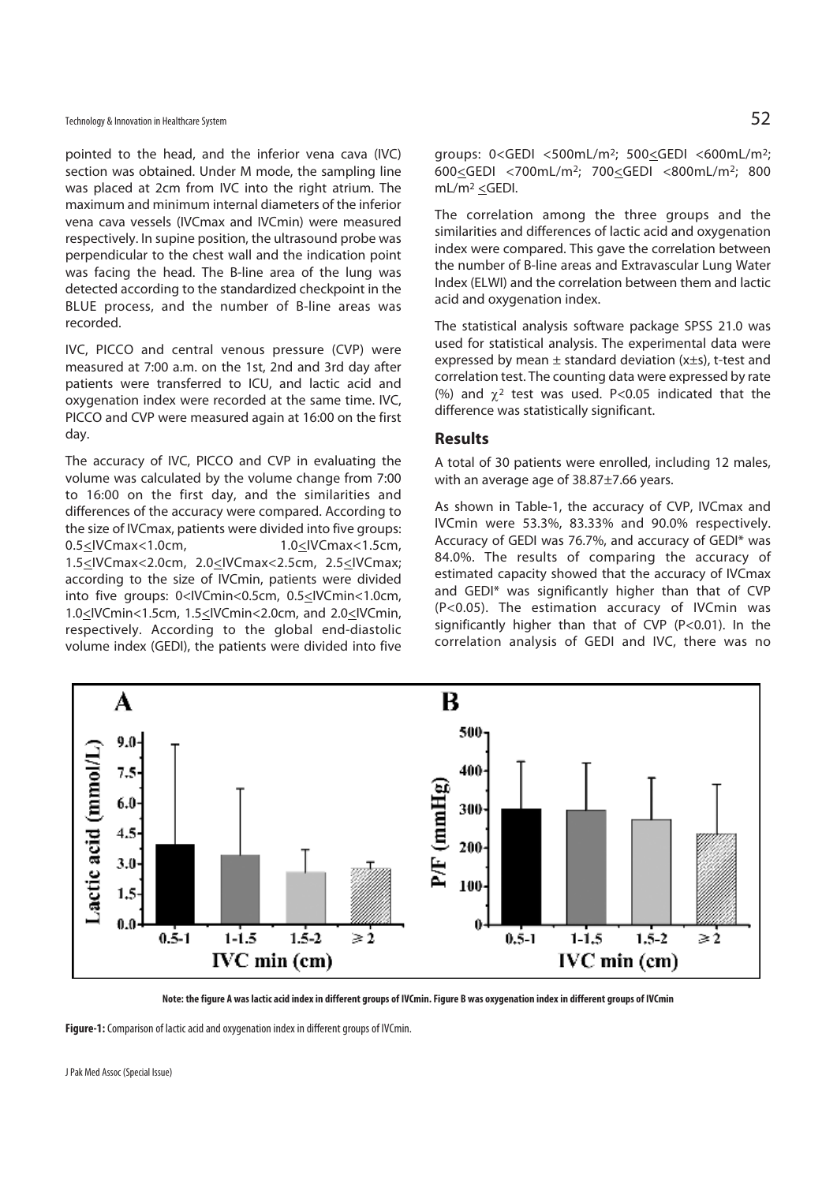pointed to the head, and the inferior vena cava (IVC) section was obtained. Under M mode, the sampling line was placed at 2cm from IVC into the right atrium. The maximum and minimum internal diameters of the inferior vena cava vessels (IVCmax and IVCmin) were measured respectively. In supine position, the ultrasound probe was perpendicular to the chest wall and the indication point was facing the head. The B-line area of the lung was detected according to the standardized checkpoint in the BLUE process, and the number of B-line areas was recorded.

IVC, PICCO and central venous pressure (CVP) were measured at 7:00 a.m. on the 1st, 2nd and 3rd day after patients were transferred to ICU, and lactic acid and oxygenation index were recorded at the same time. IVC, PICCO and CVP were measured again at 16:00 on the first day.

The accuracy of IVC, PICCO and CVP in evaluating the volume was calculated by the volume change from 7:00 to 16:00 on the first day, and the similarities and differences of the accuracy were compared. According to the size of IVCmax, patients were divided into five groups: 0.5≤IVCmax<1.0cm, 1.0≤IVCmax<1.5cm, 1.5≤IVCmax<2.0cm, 2.0≤IVCmax<2.5cm, 2.5≤IVCmax; according to the size of IVCmin, patients were divided into five groups: 0<IVCmin<0.5cm, 0.5≤IVCmin<1.0cm, 1.0≤IVCmin<1.5cm, 1.5≤IVCmin<2.0cm, and 2.0≤IVCmin, respectively. According to the global end-diastolic volume index (GEDI), the patients were divided into five groups: 0<GEDI <500mL/m$^2$; 500≤GEDI <600mL/m$^2$; 600≤GEDI <700mL/m$^2$; 700≤GEDI <800mL/m$^2$; 800 mL/m$^2$ ≤GEDI.

The correlation among the three groups and the similarities and differences of lactic acid and oxygenation index were compared. This gave the correlation between the number of B-line areas and Extravascular Lung Water Index (ELWI) and the correlation between them and lactic acid and oxygenation index.

The statistical analysis software package SPSS 21.0 was used for statistical analysis. The experimental data were expressed by mean ± standard deviation (x±s), t-test and correlation test. The counting data were expressed by rate (%) and $\chi^2$ test was used. P<0.05 indicated that the difference was statistically significant.

## Results

A total of 30 patients were enrolled, including 12 males, with an average age of 38.87±7.66 years.

As shown in Table-1, the accuracy of CVP, IVCmax and IVCmin were 53.3%, 83.33% and 90.0% respectively. Accuracy of GEDI was 76.7%, and accuracy of GEDI* was 84.0%. The results of comparing the accuracy of estimated capacity showed that the accuracy of IVCmax and GEDI* was significantly higher than that of CVP (P<0.05). The estimation accuracy of IVCmin was significantly higher than that of CVP (P<0.01). In the correlation analysis of GEDI and IVC, there was no

Note: the figure A was lactic acid index in different groups of IVCmin. Figure B was oxygenation index in different groups of IVCmin

**Figure-1:** Comparison of lactic acid and oxygenation index in different groups of IVCmin.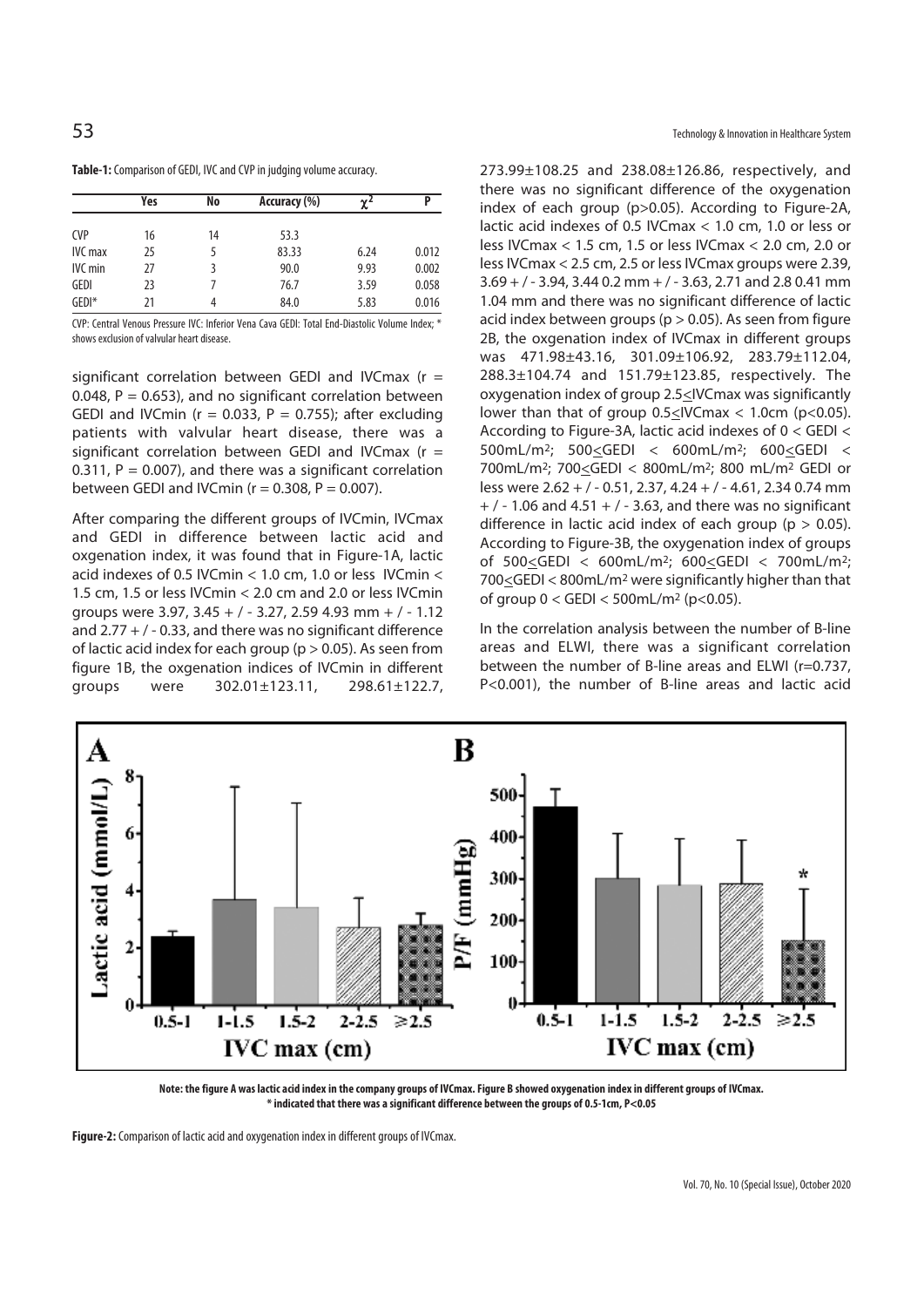**Table-1:** Comparison of GEDI, IVC and CVP in judging volume accuracy.

| | Yes | No | Accuracy (%) | $\chi^2$ | P |
|---|---|---|---|---|---|
| CVP | 16 | 14 | 53.3 | | |
| IVC max | 25 | 5 | 83.33 | 6.24 | 0.012 |
| IVC min | 27 | 3 | 90.0 | 9.93 | 0.002 |
| GEDI | 23 | 7 | 76.7 | 3.59 | 0.058 |
| GEDI* | 21 | 4 | 84.0 | 5.83 | 0.016 |

CVP: Central Venous Pressure IVC: Inferior Vena Cava GEDI: Total End-Diastolic Volume Index; * shows exclusion of valvular heart disease.

significant correlation between GEDI and IVCmax (r = 0.048, P = 0.653), and no significant correlation between GEDI and IVCmin (r = 0.033, P = 0.755); after excluding patients with valvular heart disease, there was a significant correlation between GEDI and IVCmax (r = 0.311, P = 0.007), and there was a significant correlation between GEDI and IVCmin (r = 0.308, P = 0.007).

After comparing the different groups of IVCmin, IVCmax and GEDI in difference between lactic acid and oxgenation index, it was found that in Figure-1A, lactic acid indexes of 0.5 IVCmin < 1.0 cm, 1.0 or less IVCmin < 1.5 cm, 1.5 or less IVCmin < 2.0 cm and 2.0 or less IVCmin groups were 3.97, 3.45 + / - 3.27, 2.59 4.93 mm + / - 1.12 and 2.77 + / - 0.33, and there was no significant difference of lactic acid index for each group (p > 0.05). As seen from figure 1B, the oxgenation indices of IVCmin in different groups were 302.01±123.11, 298.61±122.7, 273.99±108.25 and 238.08±126.86, respectively, and there was no significant difference of the oxygenation index of each group (p>0.05). According to Figure-2A, lactic acid indexes of 0.5 IVCmax < 1.0 cm, 1.0 or less or less IVCmax < 1.5 cm, 1.5 or less IVCmax < 2.0 cm, 2.0 or less IVCmax < 2.5 cm, 2.5 or less IVCmax groups were 2.39, 3.69 + / - 3.94, 3.44 0.2 mm + / - 3.63, 2.71 and 2.8 0.41 mm 1.04 mm and there was no significant difference of lactic acid index between groups (p > 0.05). As seen from figure 2B, the oxgenation index of IVCmax in different groups was 471.98±43.16, 301.09±106.92, 283.79±112.04, 288.3±104.74 and 151.79±123.85, respectively. The oxygenation index of group 2.5≤IVCmax was significantly lower than that of group 0.5≤IVCmax < 1.0cm (p<0.05). According to Figure-3A, lactic acid indexes of 0 < GEDI < 500mL/m²; 500≤GEDI < 600mL/m²; 600≤GEDI < 700mL/m²; 700≤GEDI < 800mL/m²; 800 mL/m² GEDI or less were 2.62 + / - 0.51, 2.37, 4.24 + / - 4.61, 2.34 0.74 mm + / - 1.06 and 4.51 + / - 3.63, and there was no significant difference in lactic acid index of each group (p > 0.05). According to Figure-3B, the oxygenation index of groups of 500≤GEDI < 600mL/m²; 600≤GEDI < 700mL/m²; 700≤GEDI < 800mL/m² were significantly higher than that of group 0 < GEDI < 500mL/m² (p<0.05).

In the correlation analysis between the number of B-line areas and ELWI, there was a significant correlation between the number of B-line areas and ELWI (r=0.737, P<0.001), the number of B-line areas and lactic acid

**Note: the figure A was lactic acid index in the company groups of IVCmax. Figure B showed oxygenation index in different groups of IVCmax. * indicated that there was a significant difference between the groups of 0.5-1cm, P<0.05**

**Figure-2:** Comparison of lactic acid and oxygenation index in different groups of IVCmax.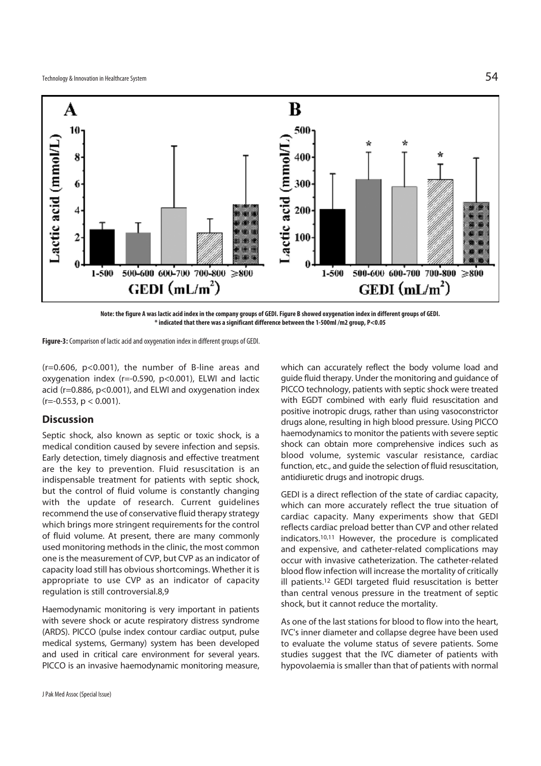Note: the figure A was lactic acid index in the company groups of GEDI. Figure B showed oxygenation index in different groups of GEDI.
\* indicated that there was a significant difference between the 1-500ml /m2 group, P<0.05

**Figure-3:** Comparison of lactic acid and oxygenation index in different groups of GEDI.

($r=0.606$, $p<0.001$), the number of B-line areas and oxygenation index ($r=-0.590$, $p<0.001$), ELWI and lactic acid ($r=0.886$, $p<0.001$), and ELWI and oxygenation index ($r=-0.553$, $p < 0.001$).

## Discussion

Septic shock, also known as septic or toxic shock, is a medical condition caused by severe infection and sepsis. Early detection, timely diagnosis and effective treatment are the key to prevention. Fluid resuscitation is an indispensable treatment for patients with septic shock, but the control of fluid volume is constantly changing with the update of research. Current guidelines recommend the use of conservative fluid therapy strategy which brings more stringent requirements for the control of fluid volume. At present, there are many commonly used monitoring methods in the clinic, the most common one is the measurement of CVP, but CVP as an indicator of capacity load still has obvious shortcomings. Whether it is appropriate to use CVP as an indicator of capacity regulation is still controversial.8,9

Haemodynamic monitoring is very important in patients with severe shock or acute respiratory distress syndrome (ARDS). PICCO (pulse index contour cardiac output, pulse medical systems, Germany) system has been developed and used in critical care environment for several years. PICCO is an invasive haemodynamic monitoring measure, which can accurately reflect the body volume load and guide fluid therapy. Under the monitoring and guidance of PICCO technology, patients with septic shock were treated with EGDT combined with early fluid resuscitation and positive inotropic drugs, rather than using vasoconstrictor drugs alone, resulting in high blood pressure. Using PICCO haemodynamics to monitor the patients with severe septic shock can obtain more comprehensive indices such as blood volume, systemic vascular resistance, cardiac function, etc., and guide the selection of fluid resuscitation, antidiuretic drugs and inotropic drugs.

GEDI is a direct reflection of the state of cardiac capacity, which can more accurately reflect the true situation of cardiac capacity. Many experiments show that GEDI reflects cardiac preload better than CVP and other related indicators.[10,11] However, the procedure is complicated and expensive, and catheter-related complications may occur with invasive catheterization. The catheter-related blood flow infection will increase the mortality of critically ill patients.[12] GEDI targeted fluid resuscitation is better than central venous pressure in the treatment of septic shock, but it cannot reduce the mortality.

As one of the last stations for blood to flow into the heart, IVC's inner diameter and collapse degree have been used to evaluate the volume status of severe patients. Some studies suggest that the IVC diameter of patients with hypovolaemia is smaller than that of patients with normal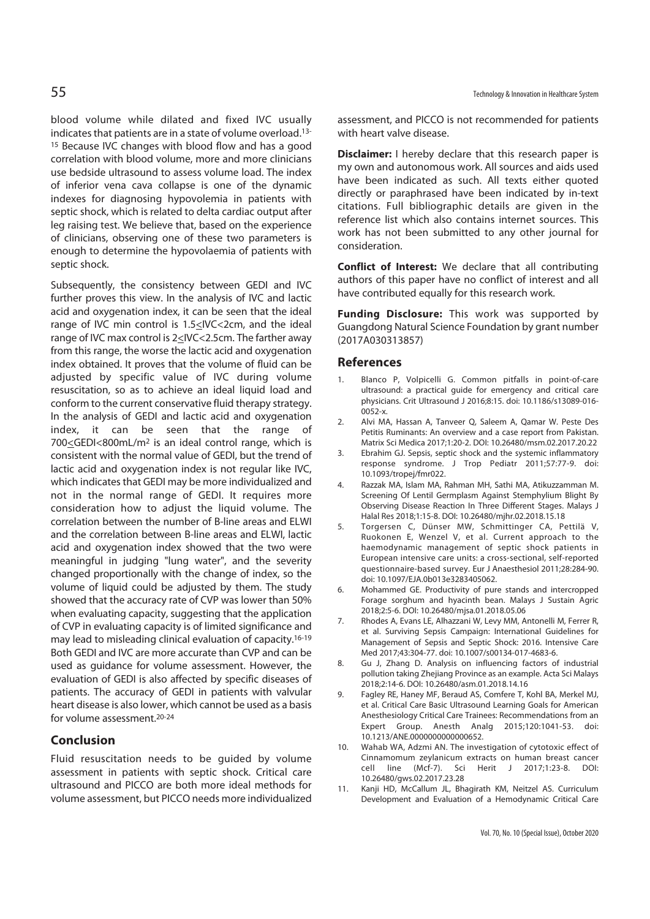blood volume while dilated and fixed IVC usually indicates that patients are in a state of volume overload.[13-15] Because IVC changes with blood flow and has a good correlation with blood volume, more and more clinicians use bedside ultrasound to assess volume load. The index of inferior vena cava collapse is one of the dynamic indexes for diagnosing hypovolemia in patients with septic shock, which is related to delta cardiac output after leg raising test. We believe that, based on the experience of clinicians, observing one of these two parameters is enough to determine the hypovolaemia of patients with septic shock.

Subsequently, the consistency between GEDI and IVC further proves this view. In the analysis of IVC and lactic acid and oxygenation index, it can be seen that the ideal range of IVC min control is $1.5 \leq IVC < 2$cm, and the ideal range of IVC max control is $2 \leq IVC < 2.5$cm. The farther away from this range, the worse the lactic acid and oxygenation index obtained. It proves that the volume of fluid can be adjusted by specific value of IVC during volume resuscitation, so as to achieve an ideal liquid load and conform to the current conservative fluid therapy strategy. In the analysis of GEDI and lactic acid and oxygenation index, it can be seen that the range of $700 \leq GEDI < 800 mL/m^2$ is an ideal control range, which is consistent with the normal value of GEDI, but the trend of lactic acid and oxygenation index is not regular like IVC, which indicates that GEDI may be more individualized and not in the normal range of GEDI. It requires more consideration how to adjust the liquid volume. The correlation between the number of B-line areas and ELWI and the correlation between B-line areas and ELWI, lactic acid and oxygenation index showed that the two were meaningful in judging "lung water", and the severity changed proportionally with the change of index, so the volume of liquid could be adjusted by them. The study showed that the accuracy rate of CVP was lower than 50% when evaluating capacity, suggesting that the application of CVP in evaluating capacity is of limited significance and may lead to misleading clinical evaluation of capacity.[16-19] Both GEDI and IVC are more accurate than CVP and can be used as guidance for volume assessment. However, the evaluation of GEDI is also affected by specific diseases of patients. The accuracy of GEDI in patients with valvular heart disease is also lower, which cannot be used as a basis for volume assessment.[20-24]

## Conclusion

Fluid resuscitation needs to be guided by volume assessment in patients with septic shock. Critical care ultrasound and PICCO are both more ideal methods for volume assessment, but PICCO needs more individualized assessment, and PICCO is not recommended for patients with heart valve disease.

**Disclaimer:** I hereby declare that this research paper is my own and autonomous work. All sources and aids used have been indicated as such. All texts either quoted directly or paraphrased have been indicated by in-text citations. Full bibliographic details are given in the reference list which also contains internet sources. This work has not been submitted to any other journal for consideration.

**Conflict of Interest:** We declare that all contributing authors of this paper have no conflict of interest and all have contributed equally for this research work.

**Funding Disclosure:** This work was supported by Guangdong Natural Science Foundation by grant number (2017A030313857)

## References

1. Blanco P, Volpicelli G. Common pitfalls in point-of-care ultrasound: a practical guide for emergency and critical care physicians. Crit Ultrasound J 2016;8:15. doi: 10.1186/s13089-016-0052-x.
2. Alvi MA, Hassan A, Tanveer Q, Saleem A, Qamar W. Peste Des Petitis Ruminants: An overview and a case report from Pakistan. Matrix Sci Medica 2017;1:20-2. DOI: 10.26480/msm.02.2017.20.22
3. Ebrahim GJ. Sepsis, septic shock and the systemic inflammatory response syndrome. J Trop Pediatr 2011;57:77-9. doi: 10.1093/tropej/fmr022.
4. Razzak MA, Islam MA, Rahman MH, Sathi MA, Atikuzzamman M. Screening Of Lentil Germplasm Against Stemphylium Blight By Observing Disease Reaction In Three Different Stages. Malays J Halal Res 2018;1:15-8. DOI: 10.26480/mjhr.02.2018.15.18
5. Torgersen C, Dünser MW, Schmittinger CA, Pettilä V, Ruokonen E, Wenzel V, et al. Current approach to the haemodynamic management of septic shock patients in European intensive care units: a cross-sectional, self-reported questionnaire-based survey. Eur J Anaesthesiol 2011;28:284-90. doi: 10.1097/EJA.0b013e3283405062.
6. Mohammed GE. Productivity of pure stands and intercropped Forage sorghum and hyacinth bean. Malays J Sustain Agric 2018;2:5-6. DOI: 10.26480/mjsa.01.2018.05.06
7. Rhodes A, Evans LE, Alhazzani W, Levy MM, Antonelli M, Ferrer R, et al. Surviving Sepsis Campaign: International Guidelines for Management of Sepsis and Septic Shock: 2016. Intensive Care Med 2017;43:304-77. doi: 10.1007/s00134-017-4683-6.
8. Gu J, Zhang D. Analysis on influencing factors of industrial pollution taking Zhejiang Province as an example. Acta Sci Malays 2018;2:14-6. DOI: 10.26480/asm.01.2018.14.16
9. Fagley RE, Haney MF, Beraud AS, Comfere T, Kohl BA, Merkel MJ, et al. Critical Care Basic Ultrasound Learning Goals for American Anesthesiology Critical Care Trainees: Recommendations from an Expert Group. Anesth Analg 2015;120:1041-53. doi: 10.1213/ANE.0000000000000652.
10. Wahab WA, Adzmi AN. The investigation of cytotoxic effect of Cinnamomum zeylanicum extracts on human breast cancer cell line (Mcf-7). Sci Herit J 2017;1:23-8. DOI: 10.26480/gws.02.2017.23.28
11. Kanji HD, McCallum JL, Bhagirath KM, Neitzel AS. Curriculum Development and Evaluation of a Hemodynamic Critical Care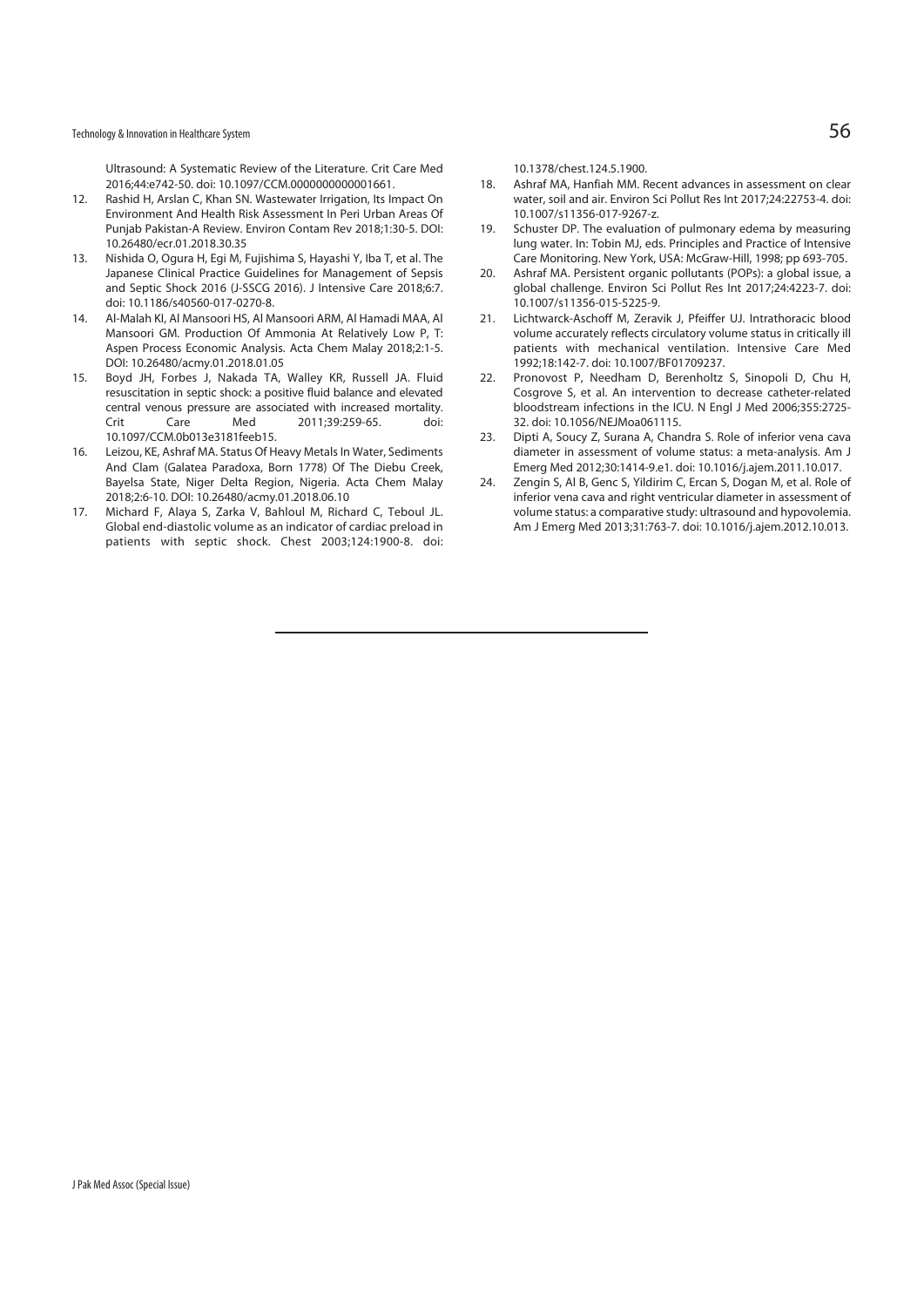Ultrasound: A Systematic Review of the Literature. Crit Care Med 2016;44:e742-50. doi: 10.1097/CCM.0000000000001661.

12. Rashid H, Arslan C, Khan SN. Wastewater Irrigation, Its Impact On Environment And Health Risk Assessment In Peri Urban Areas Of Punjab Pakistan-A Review. Environ Contam Rev 2018;1:30-5. DOI: 10.26480/ecr.01.2018.30.35
13. Nishida O, Ogura H, Egi M, Fujishima S, Hayashi Y, Iba T, et al. The Japanese Clinical Practice Guidelines for Management of Sepsis and Septic Shock 2016 (J-SSCG 2016). J Intensive Care 2018;6:7. doi: 10.1186/s40560-017-0270-8.
14. Al-Malah KI, Al Mansoori HS, Al Mansoori ARM, Al Hamadi MAA, Al Mansoori GM. Production Of Ammonia At Relatively Low P, T: Aspen Process Economic Analysis. Acta Chem Malay 2018;2:1-5. DOI: 10.26480/acmy.01.2018.01.05
15. Boyd JH, Forbes J, Nakada TA, Walley KR, Russell JA. Fluid resuscitation in septic shock: a positive fluid balance and elevated central venous pressure are associated with increased mortality. Crit Care Med 2011;39:259-65. doi: 10.1097/CCM.0b013e3181feeb15.
16. Leizou, KE, Ashraf MA. Status Of Heavy Metals In Water, Sediments And Clam (Galatea Paradoxa, Born 1778) Of The Diebu Creek, Bayelsa State, Niger Delta Region, Nigeria. Acta Chem Malay 2018;2:6-10. DOI: 10.26480/acmy.01.2018.06.10
17. Michard F, Alaya S, Zarka V, Bahloul M, Richard C, Teboul JL. Global end-diastolic volume as an indicator of cardiac preload in patients with septic shock. Chest 2003;124:1900-8. doi: 10.1378/chest.124.5.1900.
18. Ashraf MA, Hanfiah MM. Recent advances in assessment on clear water, soil and air. Environ Sci Pollut Res Int 2017;24:22753-4. doi: 10.1007/s11356-017-9267-z.
19. Schuster DP. The evaluation of pulmonary edema by measuring lung water. In: Tobin MJ, eds. Principles and Practice of Intensive Care Monitoring. New York, USA: McGraw-Hill, 1998; pp 693-705.
20. Ashraf MA. Persistent organic pollutants (POPs): a global issue, a global challenge. Environ Sci Pollut Res Int 2017;24:4223-7. doi: 10.1007/s11356-015-5225-9.
21. Lichtwarck-Aschoff M, Zeravik J, Pfeiffer UJ. Intrathoracic blood volume accurately reflects circulatory volume status in critically ill patients with mechanical ventilation. Intensive Care Med 1992;18:142-7. doi: 10.1007/BF01709237.
22. Pronovost P, Needham D, Berenholtz S, Sinopoli D, Chu H, Cosgrove S, et al. An intervention to decrease catheter-related bloodstream infections in the ICU. N Engl J Med 2006;355:2725-32. doi: 10.1056/NEJMoa061115.
23. Dipti A, Soucy Z, Surana A, Chandra S. Role of inferior vena cava diameter in assessment of volume status: a meta-analysis. Am J Emerg Med 2012;30:1414-9.e1. doi: 10.1016/j.ajem.2011.10.017.
24. Zengin S, Al B, Genc S, Yildirim C, Ercan S, Dogan M, et al. Role of inferior vena cava and right ventricular diameter in assessment of volume status: a comparative study: ultrasound and hypovolemia. Am J Emerg Med 2013;31:763-7. doi: 10.1016/j.ajem.2012.10.013.